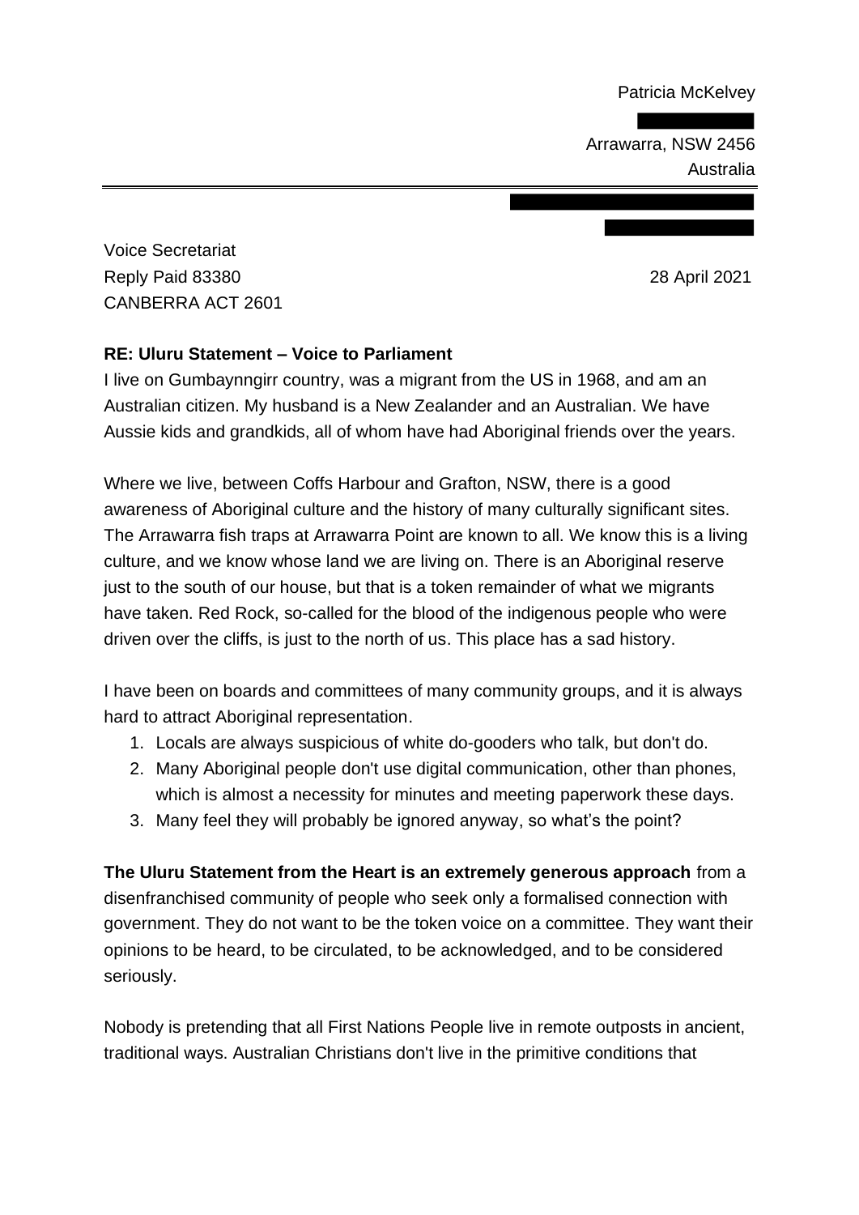Patricia McKelvey

Arrawarra, NSW 2456
Australia

---

Voice Secretariat
Reply Paid 83380
CANBERRA ACT 2601

28 April 2021

**RE: Uluru Statement – Voice to Parliament**

I live on Gumbaynnggirr country, was a migrant from the US in 1968, and am an Australian citizen. My husband is a New Zealander and an Australian. We have Aussie kids and grandkids, all of whom have had Aboriginal friends over the years.

Where we live, between Coffs Harbour and Grafton, NSW, there is a good awareness of Aboriginal culture and the history of many culturally significant sites. The Arrawarra fish traps at Arrawarra Point are known to all. We know this is a living culture, and we know whose land we are living on. There is an Aboriginal reserve just to the south of our house, but that is a token remainder of what we migrants have taken. Red Rock, so-called for the blood of the indigenous people who were driven over the cliffs, is just to the north of us. This place has a sad history.

I have been on boards and committees of many community groups, and it is always hard to attract Aboriginal representation.

1. Locals are always suspicious of white do-gooders who talk, but don't do.
2. Many Aboriginal people don't use digital communication, other than phones, which is almost a necessity for minutes and meeting paperwork these days.
3. Many feel they will probably be ignored anyway, so what's the point?

**The Uluru Statement from the Heart is an extremely generous approach** from a disenfranchised community of people who seek only a formalised connection with government. They do not want to be the token voice on a committee. They want their opinions to be heard, to be circulated, to be acknowledged, and to be considered seriously.

Nobody is pretending that all First Nations People live in remote outposts in ancient, traditional ways. Australian Christians don't live in the primitive conditions that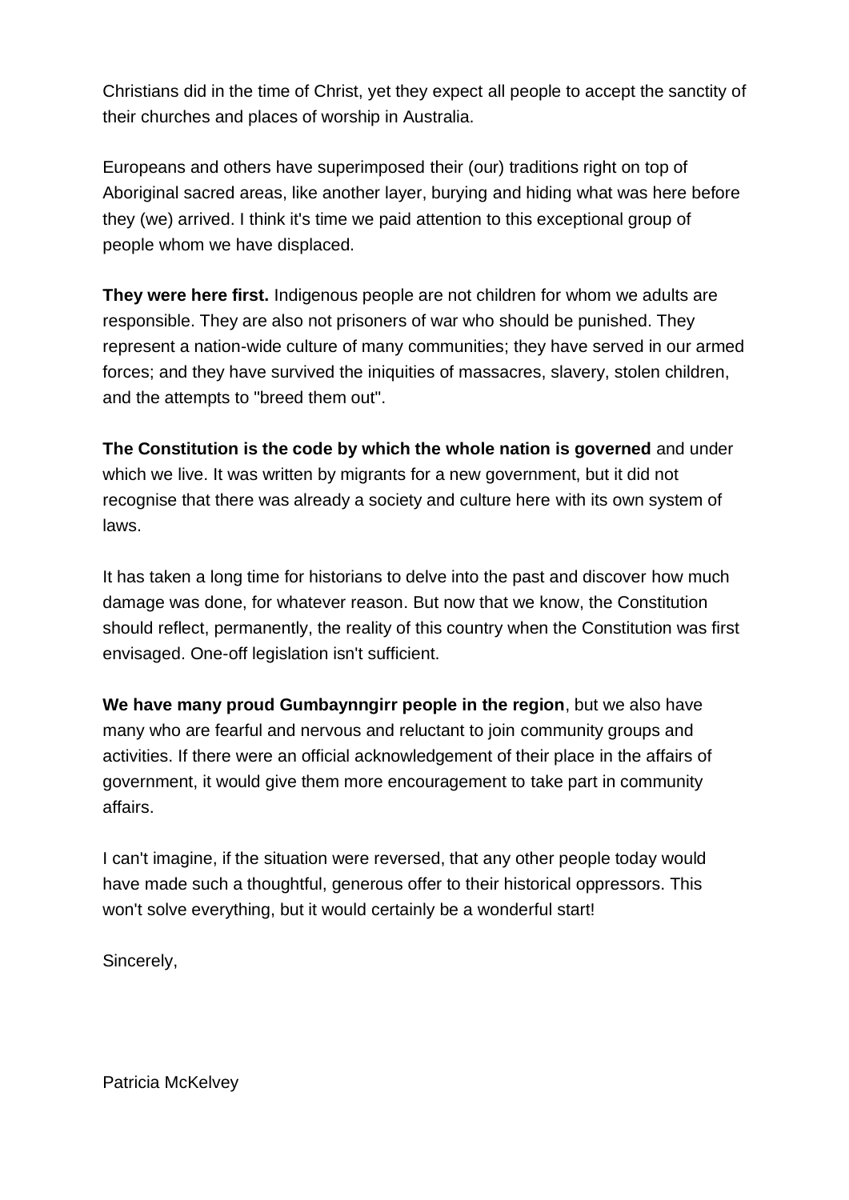Christians did in the time of Christ, yet they expect all people to accept the sanctity of their churches and places of worship in Australia.

Europeans and others have superimposed their (our) traditions right on top of Aboriginal sacred areas, like another layer, burying and hiding what was here before they (we) arrived. I think it's time we paid attention to this exceptional group of people whom we have displaced.

**They were here first.** Indigenous people are not children for whom we adults are responsible. They are also not prisoners of war who should be punished. They represent a nation-wide culture of many communities; they have served in our armed forces; and they have survived the iniquities of massacres, slavery, stolen children, and the attempts to "breed them out".

**The Constitution is the code by which the whole nation is governed** and under which we live. It was written by migrants for a new government, but it did not recognise that there was already a society and culture here with its own system of laws.

It has taken a long time for historians to delve into the past and discover how much damage was done, for whatever reason. But now that we know, the Constitution should reflect, permanently, the reality of this country when the Constitution was first envisaged. One-off legislation isn't sufficient.

**We have many proud Gumbaynngirr people in the region**, but we also have many who are fearful and nervous and reluctant to join community groups and activities. If there were an official acknowledgement of their place in the affairs of government, it would give them more encouragement to take part in community affairs.

I can't imagine, if the situation were reversed, that any other people today would have made such a thoughtful, generous offer to their historical oppressors. This won't solve everything, but it would certainly be a wonderful start!

Sincerely,

Patricia McKelvey